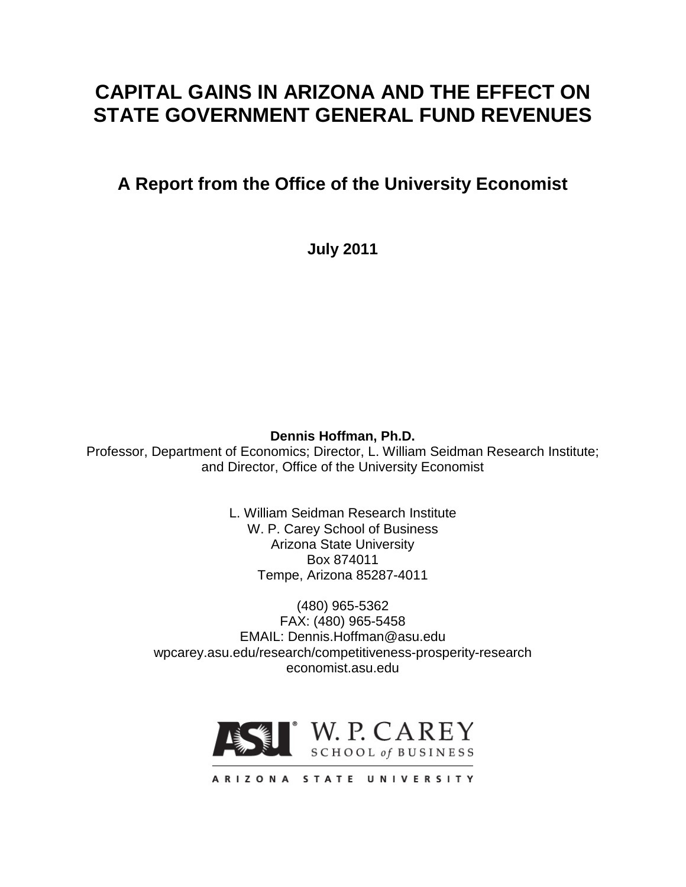# CAPITAL GAINS IN ARIZONA AND THE EFFECT ON STATE GOVERNMENT GENERAL FUND REVENUES

## A Report from the Office of the University Economist

**July 2011**

**Dennis Hoffman, Ph.D.**
Professor, Department of Economics; Director, L. William Seidman Research Institute; and Director, Office of the University Economist

L. William Seidman Research Institute
W. P. Carey School of Business
Arizona State University
Box 874011
Tempe, Arizona 85287-4011

(480) 965-5362
FAX: (480) 965-5458
EMAIL: Dennis.Hoffman@asu.edu
wpcarey.asu.edu/research/competitiveness-prosperity-research
economist.asu.edu

ASU W. P. CAREY SCHOOL of BUSINESS
ARIZONA STATE UNIVERSITY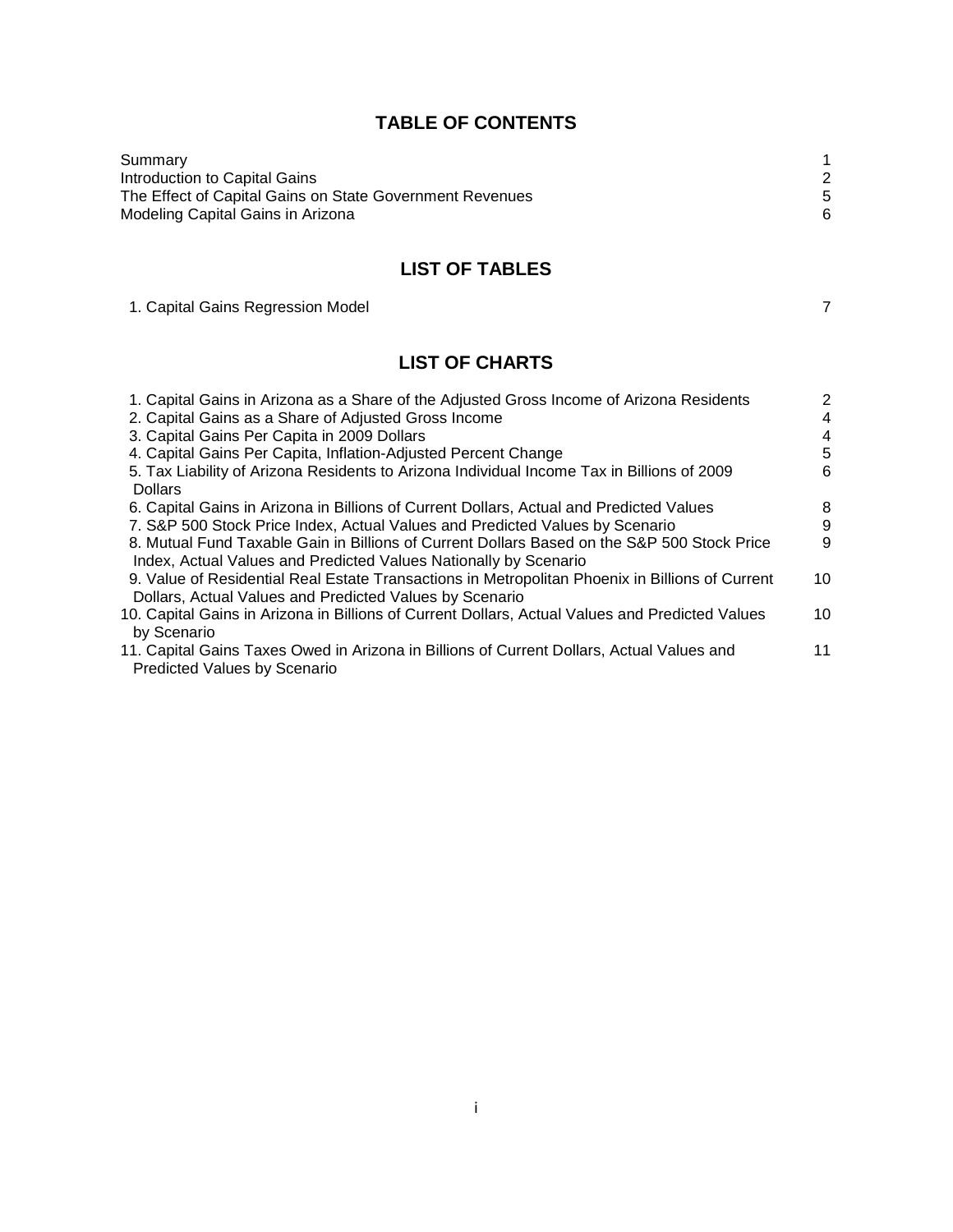# TABLE OF CONTENTS

| | |
|---|---|
| Summary | 1 |
| Introduction to Capital Gains | 2 |
| The Effect of Capital Gains on State Government Revenues | 5 |
| Modeling Capital Gains in Arizona | 6 |

# LIST OF TABLES

| | |
|---|---|
| 1. Capital Gains Regression Model | 7 |

# LIST OF CHARTS

| | |
|---|---|
| 1. Capital Gains in Arizona as a Share of the Adjusted Gross Income of Arizona Residents | 2 |
| 2. Capital Gains as a Share of Adjusted Gross Income | 4 |
| 3. Capital Gains Per Capita in 2009 Dollars | 4 |
| 4. Capital Gains Per Capita, Inflation-Adjusted Percent Change | 5 |
| 5. Tax Liability of Arizona Residents to Arizona Individual Income Tax in Billions of 2009 Dollars | 6 |
| 6. Capital Gains in Arizona in Billions of Current Dollars, Actual and Predicted Values | 8 |
| 7. S&P 500 Stock Price Index, Actual Values and Predicted Values by Scenario | 9 |
| 8. Mutual Fund Taxable Gain in Billions of Current Dollars Based on the S&P 500 Stock Price Index, Actual Values and Predicted Values Nationally by Scenario | 9 |
| 9. Value of Residential Real Estate Transactions in Metropolitan Phoenix in Billions of Current Dollars, Actual Values and Predicted Values by Scenario | 10 |
| 10. Capital Gains in Arizona in Billions of Current Dollars, Actual Values and Predicted Values by Scenario | 10 |
| 11. Capital Gains Taxes Owed in Arizona in Billions of Current Dollars, Actual Values and Predicted Values by Scenario | 11 |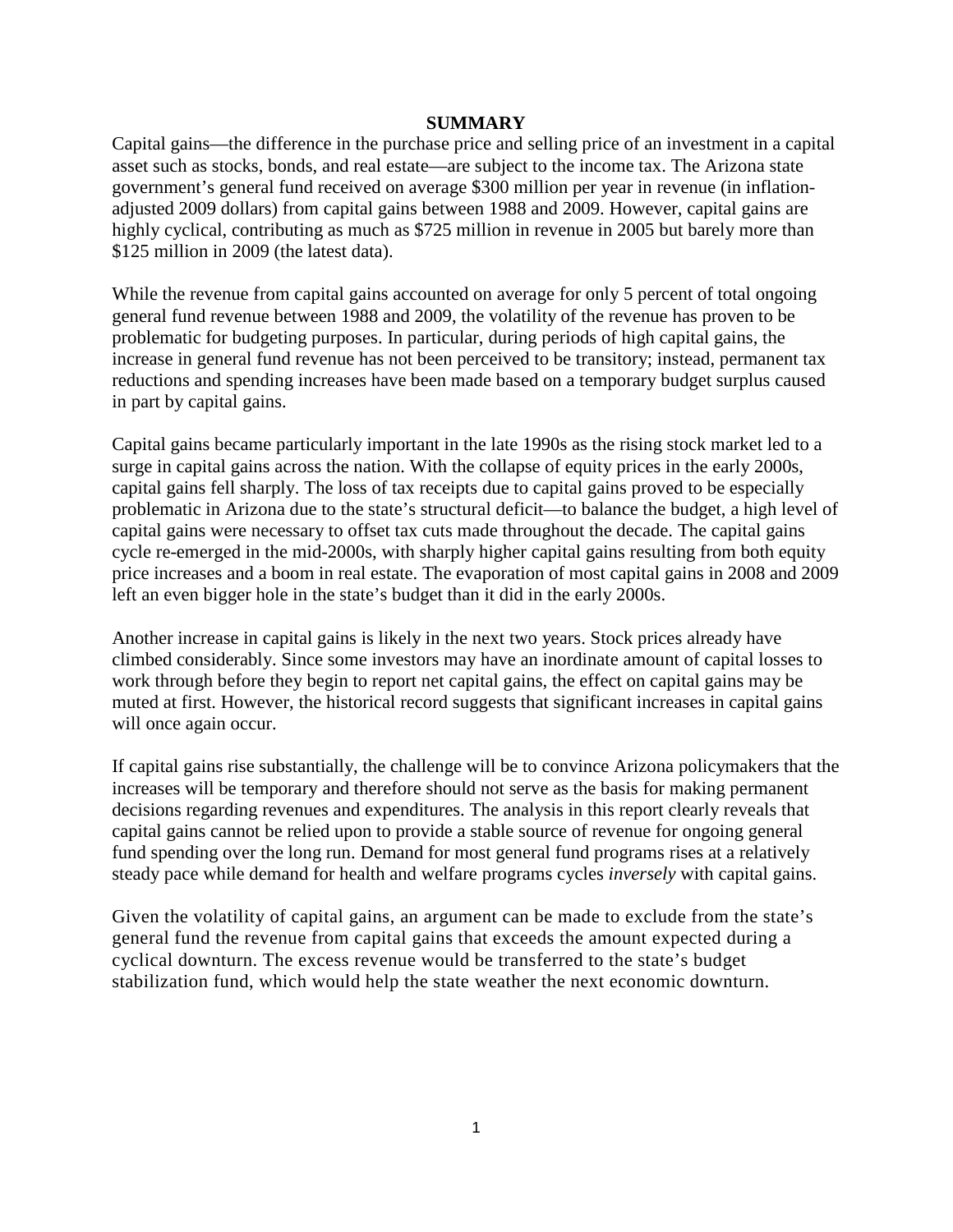## SUMMARY

Capital gains—the difference in the purchase price and selling price of an investment in a capital asset such as stocks, bonds, and real estate—are subject to the income tax. The Arizona state government's general fund received on average $300 million per year in revenue (in inflation-adjusted 2009 dollars) from capital gains between 1988 and 2009. However, capital gains are highly cyclical, contributing as much as $725 million in revenue in 2005 but barely more than $125 million in 2009 (the latest data).

While the revenue from capital gains accounted on average for only 5 percent of total ongoing general fund revenue between 1988 and 2009, the volatility of the revenue has proven to be problematic for budgeting purposes. In particular, during periods of high capital gains, the increase in general fund revenue has not been perceived to be transitory; instead, permanent tax reductions and spending increases have been made based on a temporary budget surplus caused in part by capital gains.

Capital gains became particularly important in the late 1990s as the rising stock market led to a surge in capital gains across the nation. With the collapse of equity prices in the early 2000s, capital gains fell sharply. The loss of tax receipts due to capital gains proved to be especially problematic in Arizona due to the state's structural deficit—to balance the budget, a high level of capital gains were necessary to offset tax cuts made throughout the decade. The capital gains cycle re-emerged in the mid-2000s, with sharply higher capital gains resulting from both equity price increases and a boom in real estate. The evaporation of most capital gains in 2008 and 2009 left an even bigger hole in the state's budget than it did in the early 2000s.

Another increase in capital gains is likely in the next two years. Stock prices already have climbed considerably. Since some investors may have an inordinate amount of capital losses to work through before they begin to report net capital gains, the effect on capital gains may be muted at first. However, the historical record suggests that significant increases in capital gains will once again occur.

If capital gains rise substantially, the challenge will be to convince Arizona policymakers that the increases will be temporary and therefore should not serve as the basis for making permanent decisions regarding revenues and expenditures. The analysis in this report clearly reveals that capital gains cannot be relied upon to provide a stable source of revenue for ongoing general fund spending over the long run. Demand for most general fund programs rises at a relatively steady pace while demand for health and welfare programs cycles *inversely* with capital gains.

Given the volatility of capital gains, an argument can be made to exclude from the state's general fund the revenue from capital gains that exceeds the amount expected during a cyclical downturn. The excess revenue would be transferred to the state's budget stabilization fund, which would help the state weather the next economic downturn.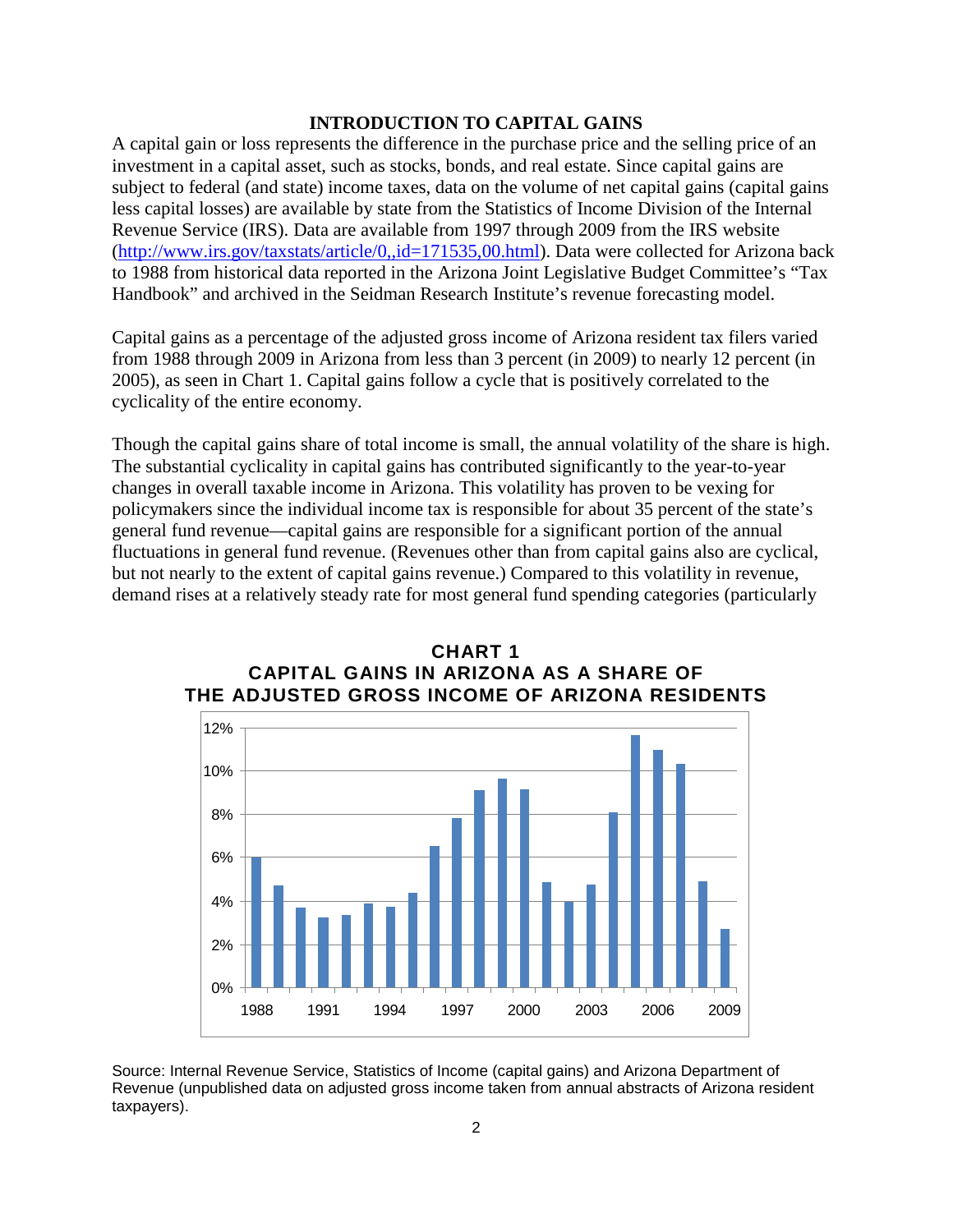## INTRODUCTION TO CAPITAL GAINS

A capital gain or loss represents the difference in the purchase price and the selling price of an investment in a capital asset, such as stocks, bonds, and real estate. Since capital gains are subject to federal (and state) income taxes, data on the volume of net capital gains (capital gains less capital losses) are available by state from the Statistics of Income Division of the Internal Revenue Service (IRS). Data are available from 1997 through 2009 from the IRS website (http://www.irs.gov/taxstats/article/0,,id=171535,00.html). Data were collected for Arizona back to 1988 from historical data reported in the Arizona Joint Legislative Budget Committee's "Tax Handbook" and archived in the Seidman Research Institute's revenue forecasting model.

Capital gains as a percentage of the adjusted gross income of Arizona resident tax filers varied from 1988 through 2009 in Arizona from less than 3 percent (in 2009) to nearly 12 percent (in 2005), as seen in Chart 1. Capital gains follow a cycle that is positively correlated to the cyclicality of the entire economy.

Though the capital gains share of total income is small, the annual volatility of the share is high. The substantial cyclicality in capital gains has contributed significantly to the year-to-year changes in overall taxable income in Arizona. This volatility has proven to be vexing for policymakers since the individual income tax is responsible for about 35 percent of the state's general fund revenue—capital gains are responsible for a significant portion of the annual fluctuations in general fund revenue. (Revenues other than from capital gains also are cyclical, but not nearly to the extent of capital gains revenue.) Compared to this volatility in revenue, demand rises at a relatively steady rate for most general fund spending categories (particularly

**CHART 1**
**CAPITAL GAINS IN ARIZONA AS A SHARE OF THE ADJUSTED GROSS INCOME OF ARIZONA RESIDENTS**

Source: Internal Revenue Service, Statistics of Income (capital gains) and Arizona Department of Revenue (unpublished data on adjusted gross income taken from annual abstracts of Arizona resident taxpayers).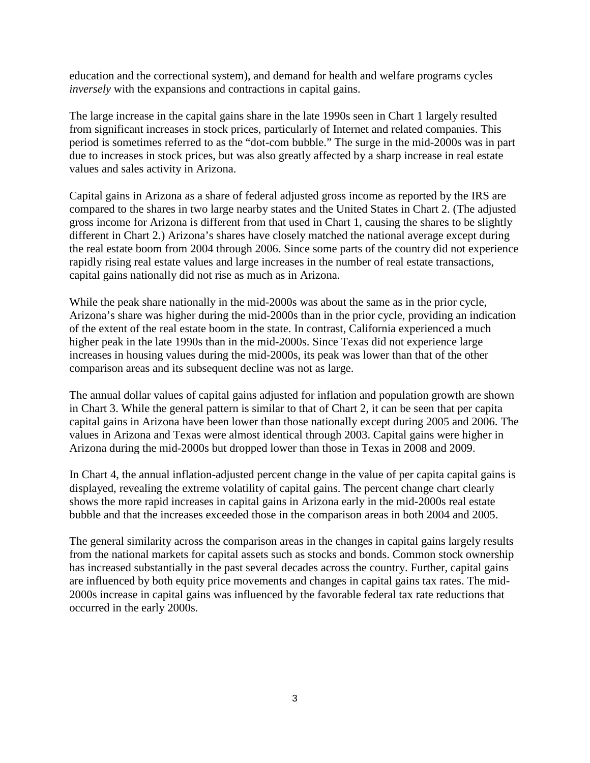education and the correctional system), and demand for health and welfare programs cycles *inversely* with the expansions and contractions in capital gains.

The large increase in the capital gains share in the late 1990s seen in Chart 1 largely resulted from significant increases in stock prices, particularly of Internet and related companies. This period is sometimes referred to as the "dot-com bubble." The surge in the mid-2000s was in part due to increases in stock prices, but was also greatly affected by a sharp increase in real estate values and sales activity in Arizona.

Capital gains in Arizona as a share of federal adjusted gross income as reported by the IRS are compared to the shares in two large nearby states and the United States in Chart 2. (The adjusted gross income for Arizona is different from that used in Chart 1, causing the shares to be slightly different in Chart 2.) Arizona's shares have closely matched the national average except during the real estate boom from 2004 through 2006. Since some parts of the country did not experience rapidly rising real estate values and large increases in the number of real estate transactions, capital gains nationally did not rise as much as in Arizona.

While the peak share nationally in the mid-2000s was about the same as in the prior cycle, Arizona's share was higher during the mid-2000s than in the prior cycle, providing an indication of the extent of the real estate boom in the state. In contrast, California experienced a much higher peak in the late 1990s than in the mid-2000s. Since Texas did not experience large increases in housing values during the mid-2000s, its peak was lower than that of the other comparison areas and its subsequent decline was not as large.

The annual dollar values of capital gains adjusted for inflation and population growth are shown in Chart 3. While the general pattern is similar to that of Chart 2, it can be seen that per capita capital gains in Arizona have been lower than those nationally except during 2005 and 2006. The values in Arizona and Texas were almost identical through 2003. Capital gains were higher in Arizona during the mid-2000s but dropped lower than those in Texas in 2008 and 2009.

In Chart 4, the annual inflation-adjusted percent change in the value of per capita capital gains is displayed, revealing the extreme volatility of capital gains. The percent change chart clearly shows the more rapid increases in capital gains in Arizona early in the mid-2000s real estate bubble and that the increases exceeded those in the comparison areas in both 2004 and 2005.

The general similarity across the comparison areas in the changes in capital gains largely results from the national markets for capital assets such as stocks and bonds. Common stock ownership has increased substantially in the past several decades across the country. Further, capital gains are influenced by both equity price movements and changes in capital gains tax rates. The mid-2000s increase in capital gains was influenced by the favorable federal tax rate reductions that occurred in the early 2000s.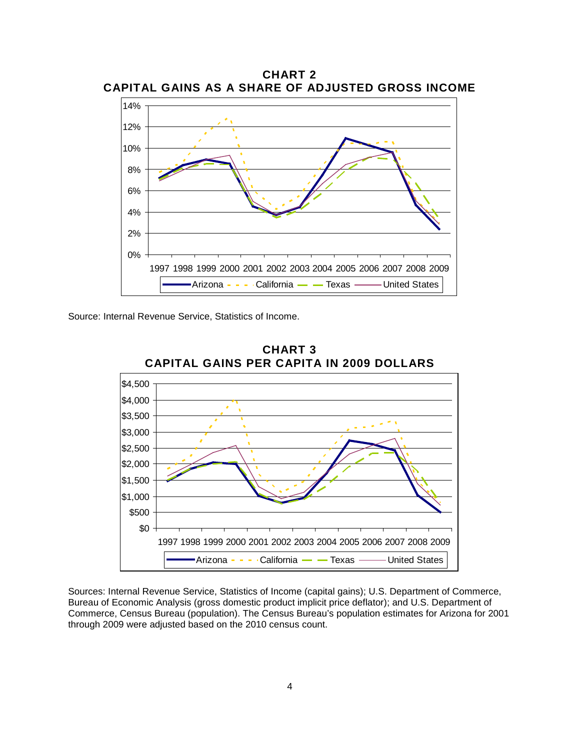**CHART 2**
**CAPITAL GAINS AS A SHARE OF ADJUSTED GROSS INCOME**

Source: Internal Revenue Service, Statistics of Income.

**CHART 3**
**CAPITAL GAINS PER CAPITA IN 2009 DOLLARS**

Sources: Internal Revenue Service, Statistics of Income (capital gains); U.S. Department of Commerce, Bureau of Economic Analysis (gross domestic product implicit price deflator); and U.S. Department of Commerce, Census Bureau (population). The Census Bureau's population estimates for Arizona for 2001 through 2009 were adjusted based on the 2010 census count.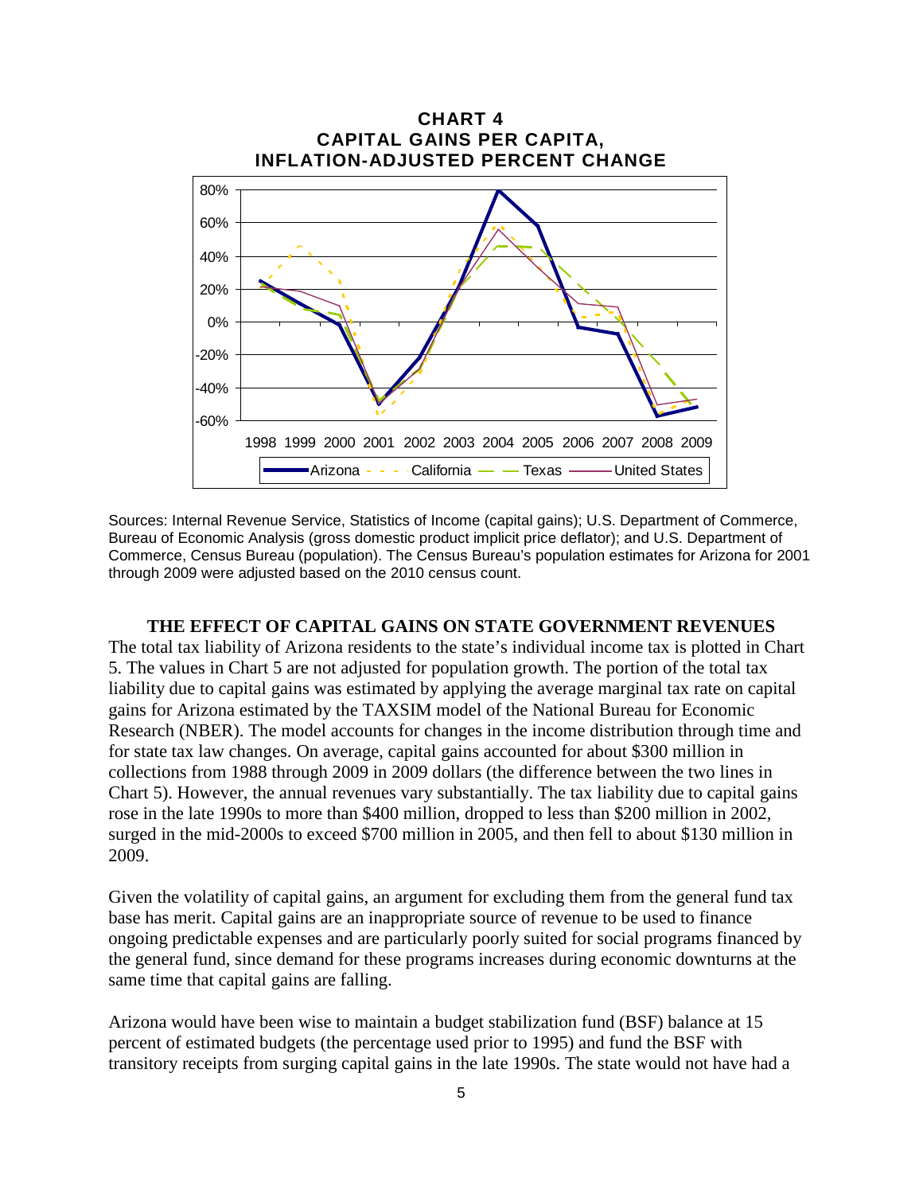**CHART 4**
**CAPITAL GAINS PER CAPITA,**
**INFLATION-ADJUSTED PERCENT CHANGE**

Sources: Internal Revenue Service, Statistics of Income (capital gains); U.S. Department of Commerce, Bureau of Economic Analysis (gross domestic product implicit price deflator); and U.S. Department of Commerce, Census Bureau (population). The Census Bureau's population estimates for Arizona for 2001 through 2009 were adjusted based on the 2010 census count.

## THE EFFECT OF CAPITAL GAINS ON STATE GOVERNMENT REVENUES

The total tax liability of Arizona residents to the state's individual income tax is plotted in Chart 5. The values in Chart 5 are not adjusted for population growth. The portion of the total tax liability due to capital gains was estimated by applying the average marginal tax rate on capital gains for Arizona estimated by the TAXSIM model of the National Bureau for Economic Research (NBER). The model accounts for changes in the income distribution through time and for state tax law changes. On average, capital gains accounted for about $300 million in collections from 1988 through 2009 in 2009 dollars (the difference between the two lines in Chart 5). However, the annual revenues vary substantially. The tax liability due to capital gains rose in the late 1990s to more than $400 million, dropped to less than $200 million in 2002, surged in the mid-2000s to exceed $700 million in 2005, and then fell to about $130 million in 2009.

Given the volatility of capital gains, an argument for excluding them from the general fund tax base has merit. Capital gains are an inappropriate source of revenue to be used to finance ongoing predictable expenses and are particularly poorly suited for social programs financed by the general fund, since demand for these programs increases during economic downturns at the same time that capital gains are falling.

Arizona would have been wise to maintain a budget stabilization fund (BSF) balance at 15 percent of estimated budgets (the percentage used prior to 1995) and fund the BSF with transitory receipts from surging capital gains in the late 1990s. The state would not have had a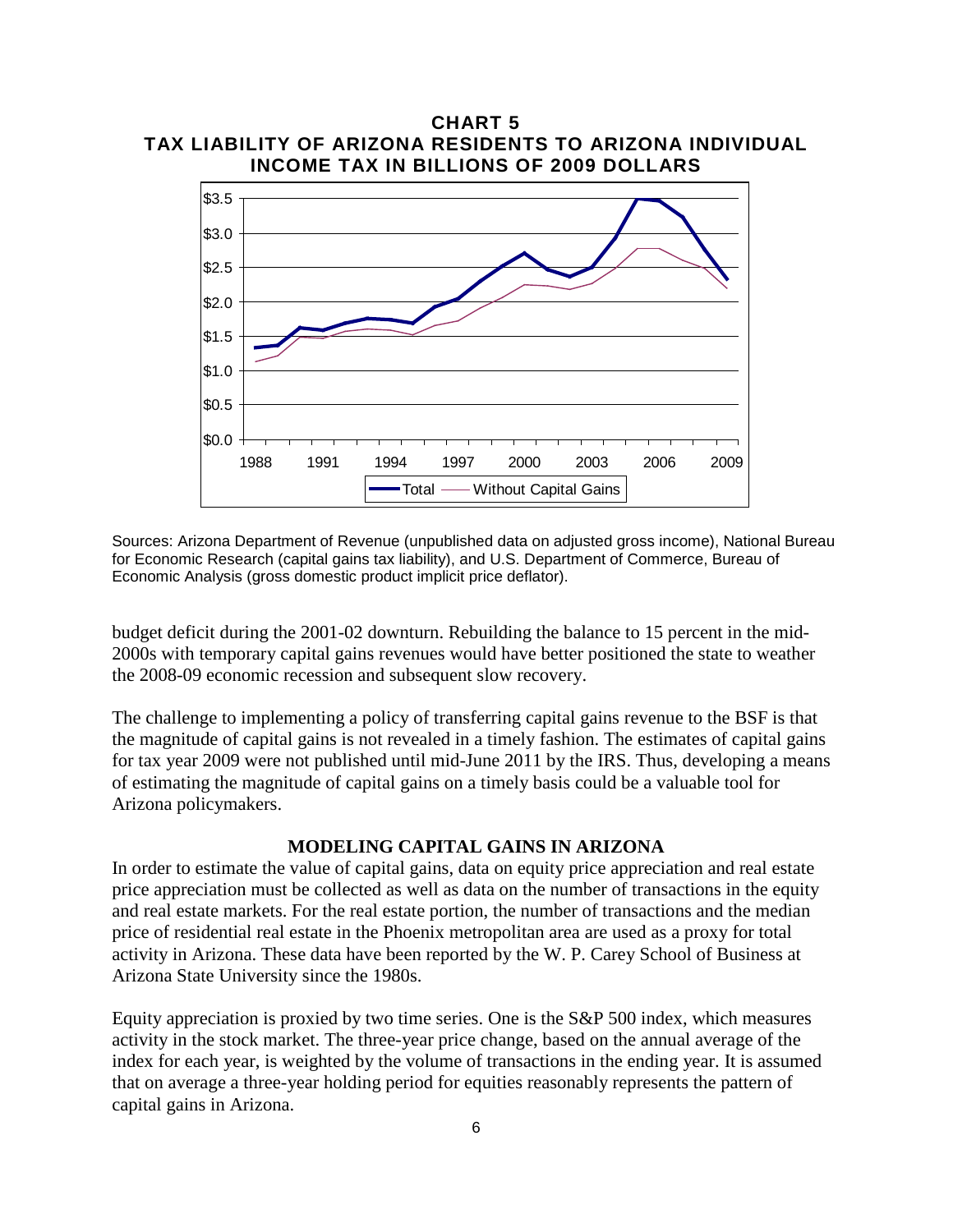**CHART 5**
**TAX LIABILITY OF ARIZONA RESIDENTS TO ARIZONA INDIVIDUAL INCOME TAX IN BILLIONS OF 2009 DOLLARS**

Sources: Arizona Department of Revenue (unpublished data on adjusted gross income), National Bureau for Economic Research (capital gains tax liability), and U.S. Department of Commerce, Bureau of Economic Analysis (gross domestic product implicit price deflator).

budget deficit during the 2001-02 downturn. Rebuilding the balance to 15 percent in the mid-2000s with temporary capital gains revenues would have better positioned the state to weather the 2008-09 economic recession and subsequent slow recovery.

The challenge to implementing a policy of transferring capital gains revenue to the BSF is that the magnitude of capital gains is not revealed in a timely fashion. The estimates of capital gains for tax year 2009 were not published until mid-June 2011 by the IRS. Thus, developing a means of estimating the magnitude of capital gains on a timely basis could be a valuable tool for Arizona policymakers.

## MODELING CAPITAL GAINS IN ARIZONA

In order to estimate the value of capital gains, data on equity price appreciation and real estate price appreciation must be collected as well as data on the number of transactions in the equity and real estate markets. For the real estate portion, the number of transactions and the median price of residential real estate in the Phoenix metropolitan area are used as a proxy for total activity in Arizona. These data have been reported by the W. P. Carey School of Business at Arizona State University since the 1980s.

Equity appreciation is proxied by two time series. One is the S&P 500 index, which measures activity in the stock market. The three-year price change, based on the annual average of the index for each year, is weighted by the volume of transactions in the ending year. It is assumed that on average a three-year holding period for equities reasonably represents the pattern of capital gains in Arizona.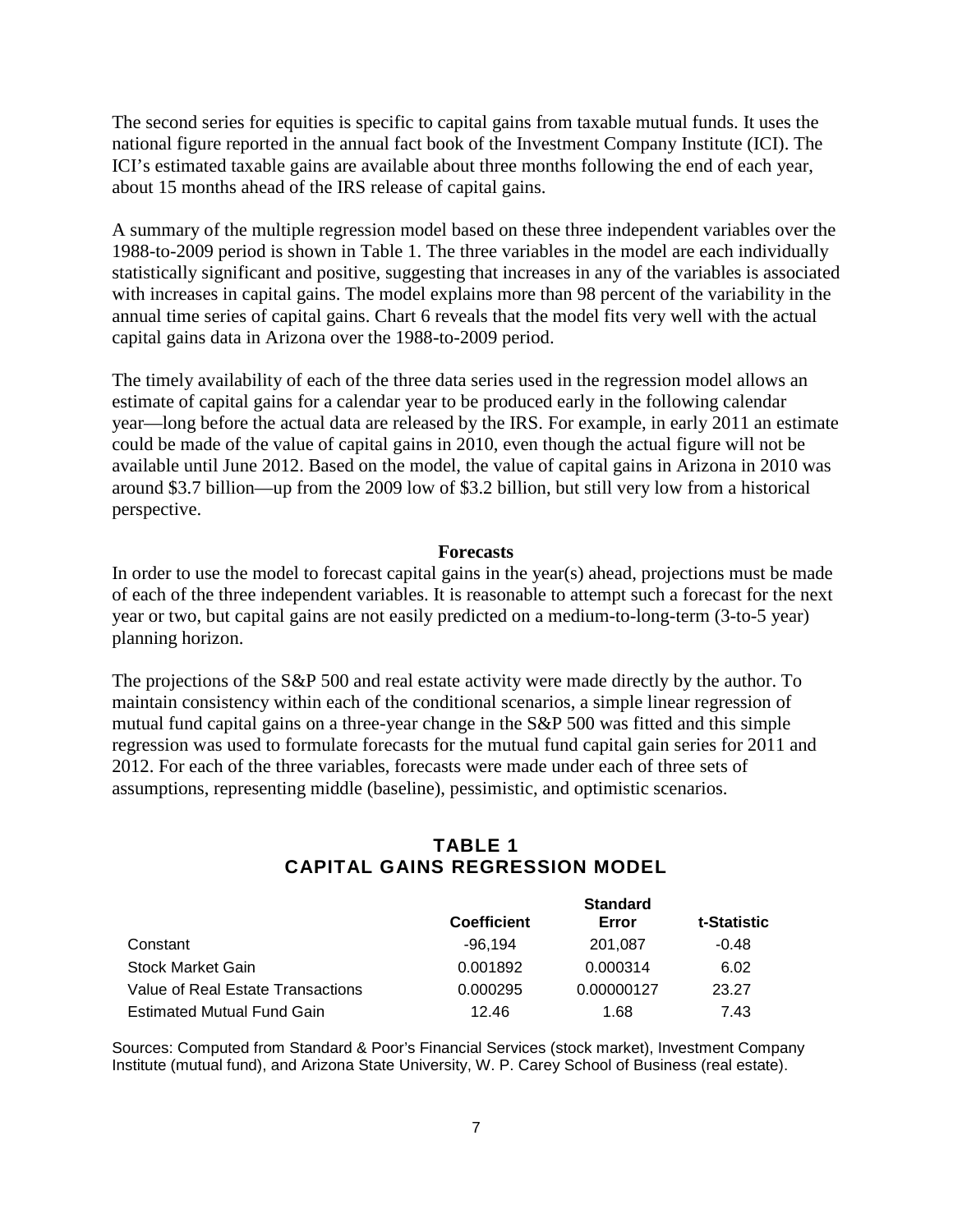The second series for equities is specific to capital gains from taxable mutual funds. It uses the national figure reported in the annual fact book of the Investment Company Institute (ICI). The ICI's estimated taxable gains are available about three months following the end of each year, about 15 months ahead of the IRS release of capital gains.

A summary of the multiple regression model based on these three independent variables over the 1988-to-2009 period is shown in Table 1. The three variables in the model are each individually statistically significant and positive, suggesting that increases in any of the variables is associated with increases in capital gains. The model explains more than 98 percent of the variability in the annual time series of capital gains. Chart 6 reveals that the model fits very well with the actual capital gains data in Arizona over the 1988-to-2009 period.

The timely availability of each of the three data series used in the regression model allows an estimate of capital gains for a calendar year to be produced early in the following calendar year—long before the actual data are released by the IRS. For example, in early 2011 an estimate could be made of the value of capital gains in 2010, even though the actual figure will not be available until June 2012. Based on the model, the value of capital gains in Arizona in 2010 was around $3.7 billion—up from the 2009 low of $3.2 billion, but still very low from a historical perspective.

## Forecasts

In order to use the model to forecast capital gains in the year(s) ahead, projections must be made of each of the three independent variables. It is reasonable to attempt such a forecast for the next year or two, but capital gains are not easily predicted on a medium-to-long-term (3-to-5 year) planning horizon.

The projections of the S&P 500 and real estate activity were made directly by the author. To maintain consistency within each of the conditional scenarios, a simple linear regression of mutual fund capital gains on a three-year change in the S&P 500 was fitted and this simple regression was used to formulate forecasts for the mutual fund capital gain series for 2011 and 2012. For each of the three variables, forecasts were made under each of three sets of assumptions, representing middle (baseline), pessimistic, and optimistic scenarios.

### TABLE 1
### CAPITAL GAINS REGRESSION MODEL

| | Coefficient | Standard Error | t-Statistic |
|---|---|---|---|
| Constant | -96,194 | 201,087 | -0.48 |
| Stock Market Gain | 0.001892 | 0.000314 | 6.02 |
| Value of Real Estate Transactions | 0.000295 | 0.00000127 | 23.27 |
| Estimated Mutual Fund Gain | 12.46 | 1.68 | 7.43 |

Sources: Computed from Standard & Poor's Financial Services (stock market), Investment Company Institute (mutual fund), and Arizona State University, W. P. Carey School of Business (real estate).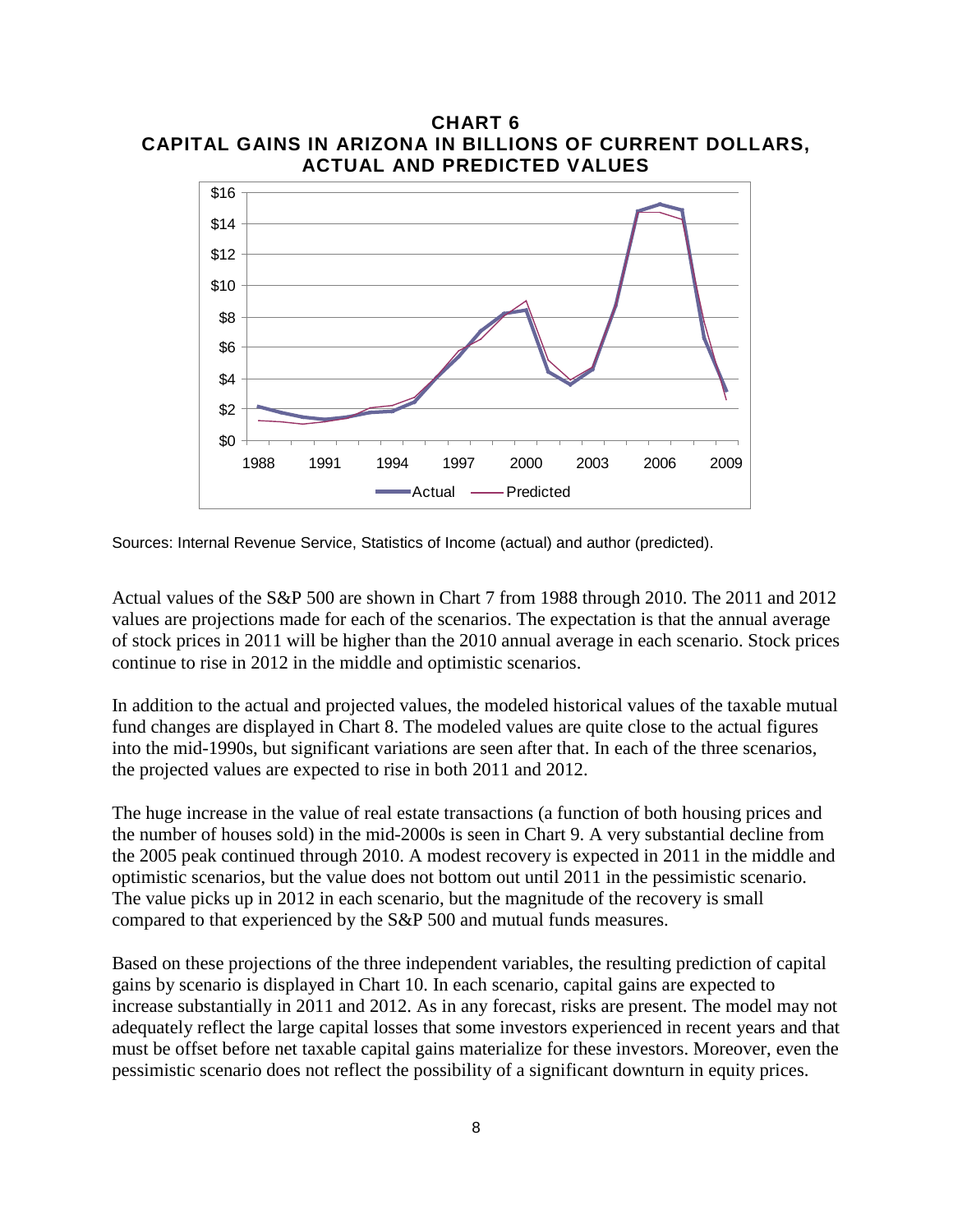**CHART 6**
**CAPITAL GAINS IN ARIZONA IN BILLIONS OF CURRENT DOLLARS, ACTUAL AND PREDICTED VALUES**

Sources: Internal Revenue Service, Statistics of Income (actual) and author (predicted).

Actual values of the S&P 500 are shown in Chart 7 from 1988 through 2010. The 2011 and 2012 values are projections made for each of the scenarios. The expectation is that the annual average of stock prices in 2011 will be higher than the 2010 annual average in each scenario. Stock prices continue to rise in 2012 in the middle and optimistic scenarios.

In addition to the actual and projected values, the modeled historical values of the taxable mutual fund changes are displayed in Chart 8. The modeled values are quite close to the actual figures into the mid-1990s, but significant variations are seen after that. In each of the three scenarios, the projected values are expected to rise in both 2011 and 2012.

The huge increase in the value of real estate transactions (a function of both housing prices and the number of houses sold) in the mid-2000s is seen in Chart 9. A very substantial decline from the 2005 peak continued through 2010. A modest recovery is expected in 2011 in the middle and optimistic scenarios, but the value does not bottom out until 2011 in the pessimistic scenario. The value picks up in 2012 in each scenario, but the magnitude of the recovery is small compared to that experienced by the S&P 500 and mutual funds measures.

Based on these projections of the three independent variables, the resulting prediction of capital gains by scenario is displayed in Chart 10. In each scenario, capital gains are expected to increase substantially in 2011 and 2012. As in any forecast, risks are present. The model may not adequately reflect the large capital losses that some investors experienced in recent years and that must be offset before net taxable capital gains materialize for these investors. Moreover, even the pessimistic scenario does not reflect the possibility of a significant downturn in equity prices.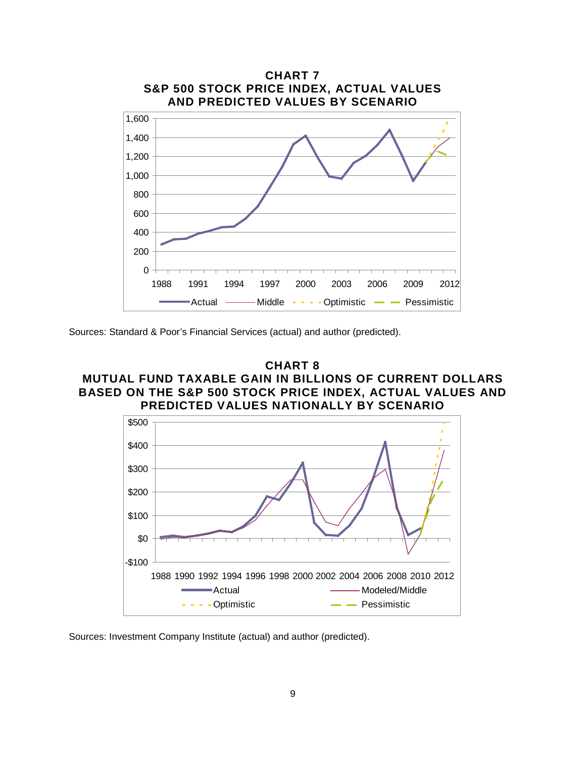**CHART 7**
**S&P 500 STOCK PRICE INDEX, ACTUAL VALUES AND PREDICTED VALUES BY SCENARIO**

Sources: Standard & Poor's Financial Services (actual) and author (predicted).

**CHART 8**
**MUTUAL FUND TAXABLE GAIN IN BILLIONS OF CURRENT DOLLARS BASED ON THE S&P 500 STOCK PRICE INDEX, ACTUAL VALUES AND PREDICTED VALUES NATIONALLY BY SCENARIO**

Sources: Investment Company Institute (actual) and author (predicted).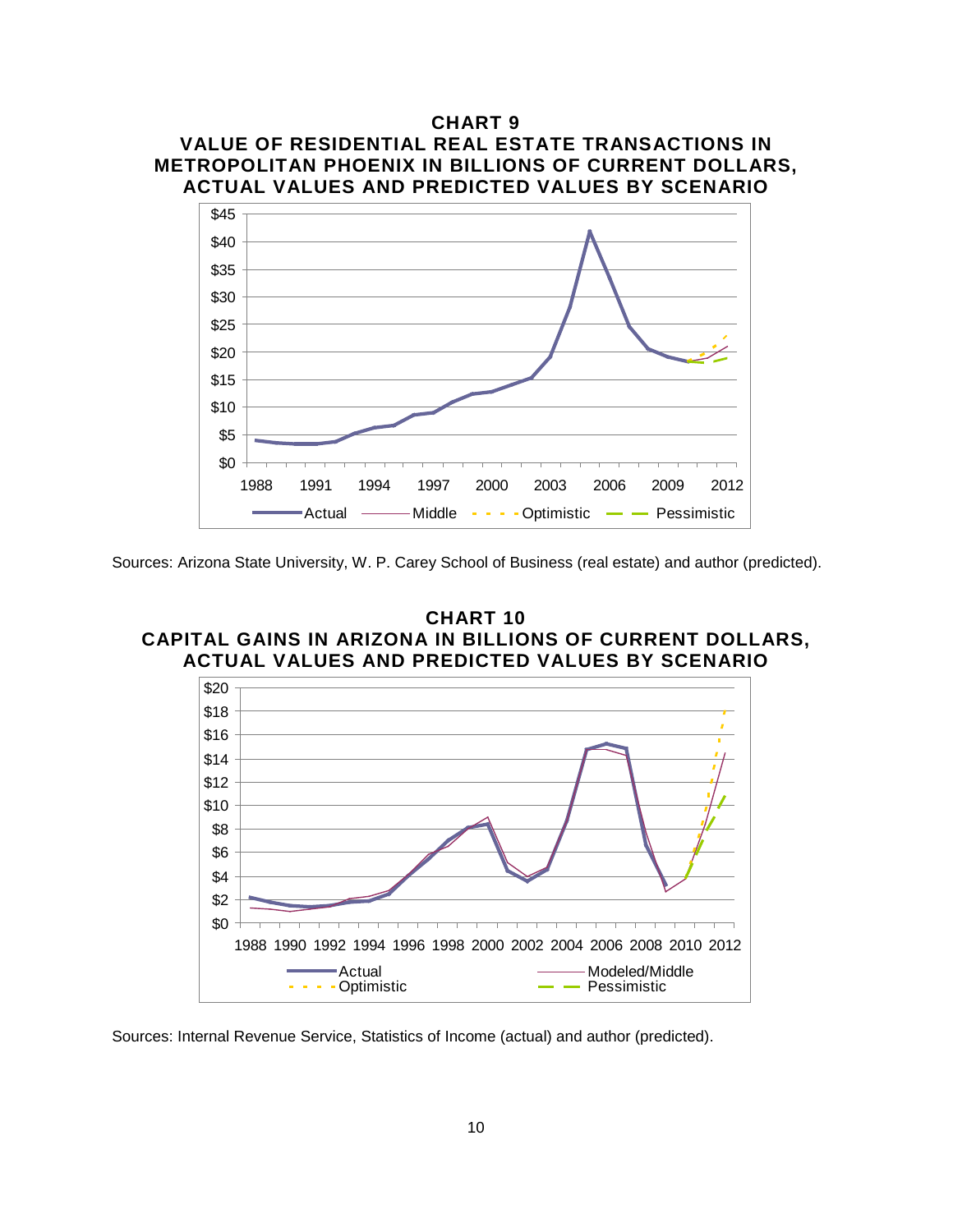**CHART 9**
**VALUE OF RESIDENTIAL REAL ESTATE TRANSACTIONS IN METROPOLITAN PHOENIX IN BILLIONS OF CURRENT DOLLARS, ACTUAL VALUES AND PREDICTED VALUES BY SCENARIO**

Sources: Arizona State University, W. P. Carey School of Business (real estate) and author (predicted).

**CHART 10**
**CAPITAL GAINS IN ARIZONA IN BILLIONS OF CURRENT DOLLARS, ACTUAL VALUES AND PREDICTED VALUES BY SCENARIO**

Sources: Internal Revenue Service, Statistics of Income (actual) and author (predicted).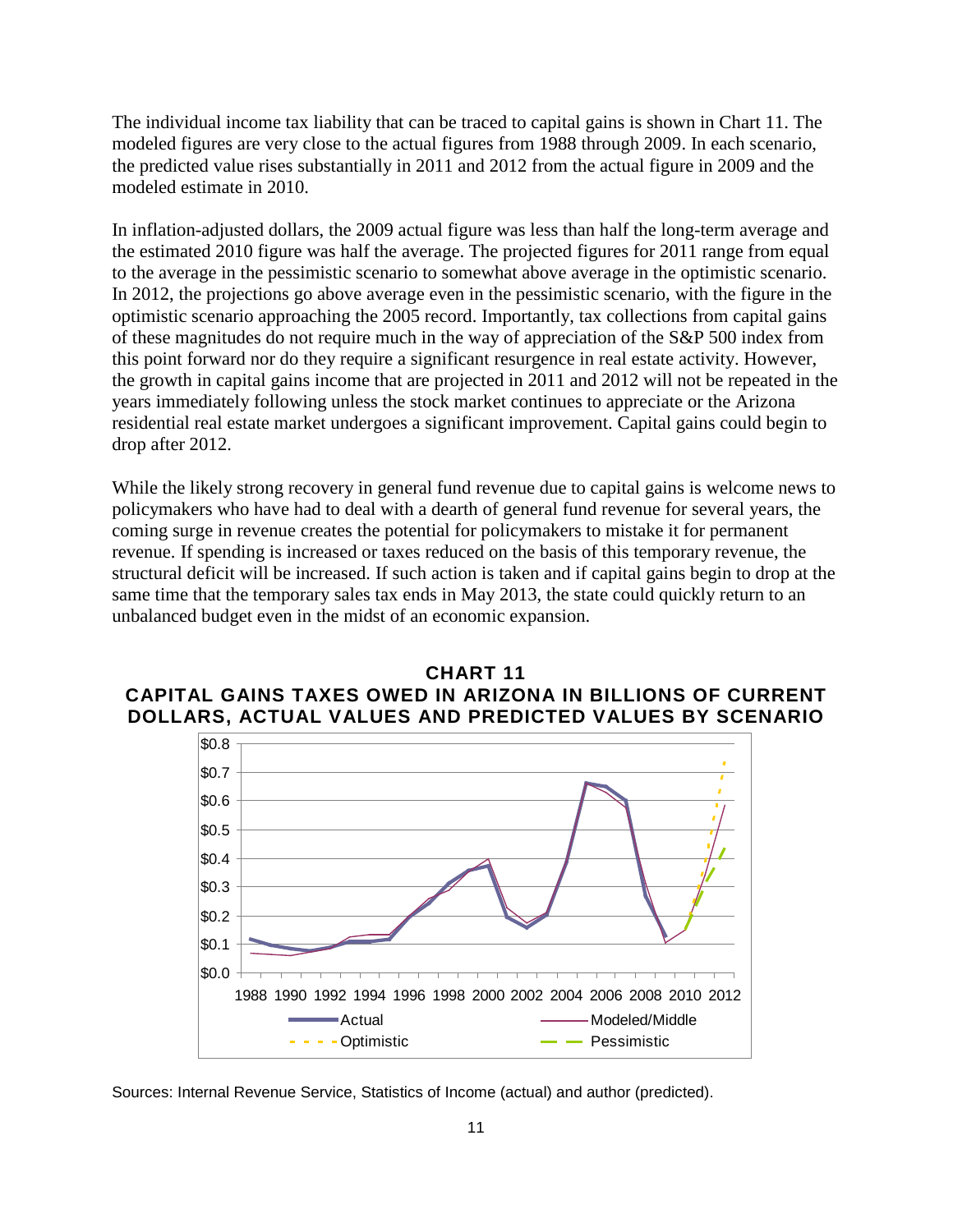The individual income tax liability that can be traced to capital gains is shown in Chart 11. The modeled figures are very close to the actual figures from 1988 through 2009. In each scenario, the predicted value rises substantially in 2011 and 2012 from the actual figure in 2009 and the modeled estimate in 2010.

In inflation-adjusted dollars, the 2009 actual figure was less than half the long-term average and the estimated 2010 figure was half the average. The projected figures for 2011 range from equal to the average in the pessimistic scenario to somewhat above average in the optimistic scenario. In 2012, the projections go above average even in the pessimistic scenario, with the figure in the optimistic scenario approaching the 2005 record. Importantly, tax collections from capital gains of these magnitudes do not require much in the way of appreciation of the S&P 500 index from this point forward nor do they require a significant resurgence in real estate activity. However, the growth in capital gains income that are projected in 2011 and 2012 will not be repeated in the years immediately following unless the stock market continues to appreciate or the Arizona residential real estate market undergoes a significant improvement. Capital gains could begin to drop after 2012.

While the likely strong recovery in general fund revenue due to capital gains is welcome news to policymakers who have had to deal with a dearth of general fund revenue for several years, the coming surge in revenue creates the potential for policymakers to mistake it for permanent revenue. If spending is increased or taxes reduced on the basis of this temporary revenue, the structural deficit will be increased. If such action is taken and if capital gains begin to drop at the same time that the temporary sales tax ends in May 2013, the state could quickly return to an unbalanced budget even in the midst of an economic expansion.

**CHART 11**
**CAPITAL GAINS TAXES OWED IN ARIZONA IN BILLIONS OF CURRENT DOLLARS, ACTUAL VALUES AND PREDICTED VALUES BY SCENARIO**

$0.8
$0.7
$0.6
$0.5
$0.4
$0.3
$0.2
$0.1
$0.0

1988 1990 1992 1994 1996 1998 2000 2002 2004 2006 2008 2010 2012

Actual
Modeled/Middle
Optimistic
Pessimistic

Sources: Internal Revenue Service, Statistics of Income (actual) and author (predicted).